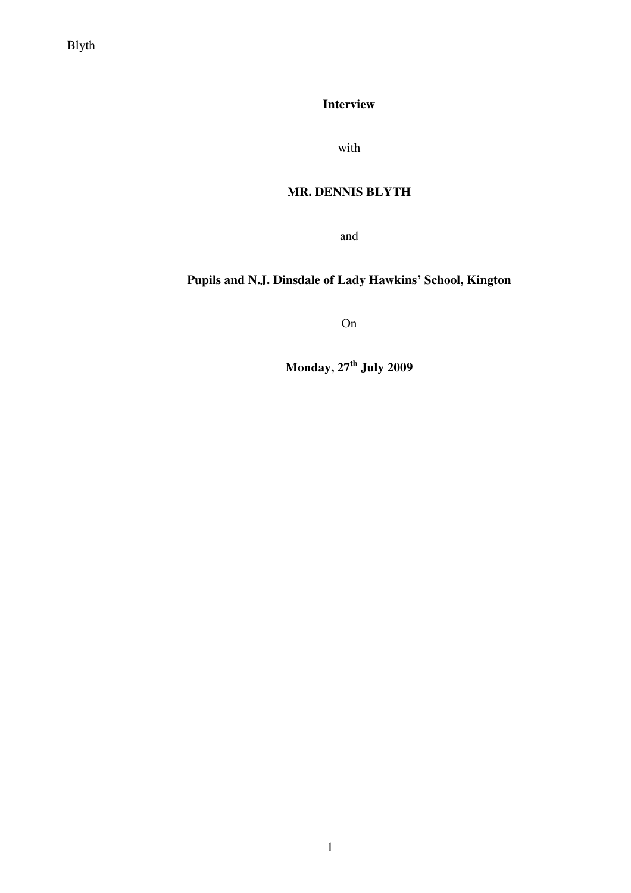**Interview**

with

**MR. DENNIS BLYTH**

and

**Pupils and N.J. Dinsdale of Lady Hawkins' School, Kington**

On

**Monday, 27th July 2009**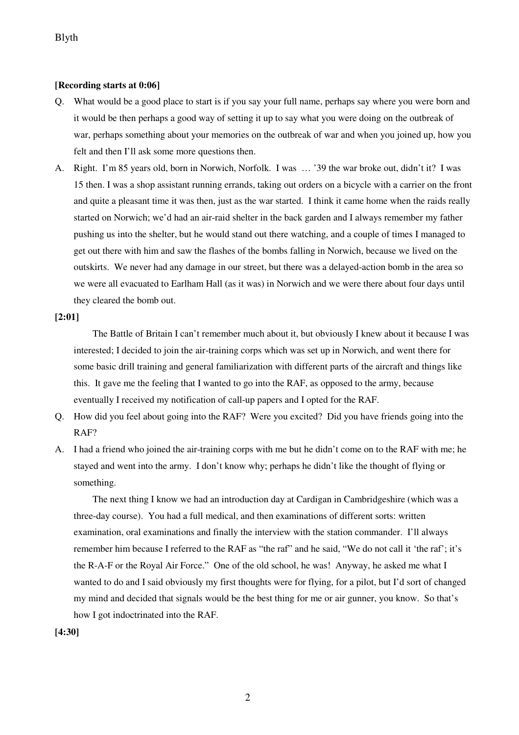**[Recording starts at 0:06]**

Q. What would be a good place to start is if you say your full name, perhaps say where you were born and it would be then perhaps a good way of setting it up to say what you were doing on the outbreak of war, perhaps something about your memories on the outbreak of war and when you joined up, how you felt and then I'll ask some more questions then.

A. Right. I'm 85 years old, born in Norwich, Norfolk. I was … '39 the war broke out, didn't it? I was 15 then. I was a shop assistant running errands, taking out orders on a bicycle with a carrier on the front and quite a pleasant time it was then, just as the war started. I think it came home when the raids really started on Norwich; we'd had an air-raid shelter in the back garden and I always remember my father pushing us into the shelter, but he would stand out there watching, and a couple of times I managed to get out there with him and saw the flashes of the bombs falling in Norwich, because we lived on the outskirts. We never had any damage in our street, but there was a delayed-action bomb in the area so we were all evacuated to Earlham Hall (as it was) in Norwich and we were there about four days until they cleared the bomb out.

**[2:01]**

The Battle of Britain I can't remember much about it, but obviously I knew about it because I was interested; I decided to join the air-training corps which was set up in Norwich, and went there for some basic drill training and general familiarization with different parts of the aircraft and things like this. It gave me the feeling that I wanted to go into the RAF, as opposed to the army, because eventually I received my notification of call-up papers and I opted for the RAF.

Q. How did you feel about going into the RAF? Were you excited? Did you have friends going into the RAF?

A. I had a friend who joined the air-training corps with me but he didn't come on to the RAF with me; he stayed and went into the army. I don't know why; perhaps he didn't like the thought of flying or something.

The next thing I know we had an introduction day at Cardigan in Cambridgeshire (which was a three-day course). You had a full medical, and then examinations of different sorts: written examination, oral examinations and finally the interview with the station commander. I'll always remember him because I referred to the RAF as "the raf" and he said, "We do not call it 'the raf'; it's the R-A-F or the Royal Air Force." One of the old school, he was! Anyway, he asked me what I wanted to do and I said obviously my first thoughts were for flying, for a pilot, but I'd sort of changed my mind and decided that signals would be the best thing for me or air gunner, you know. So that's how I got indoctrinated into the RAF.

**[4:30]**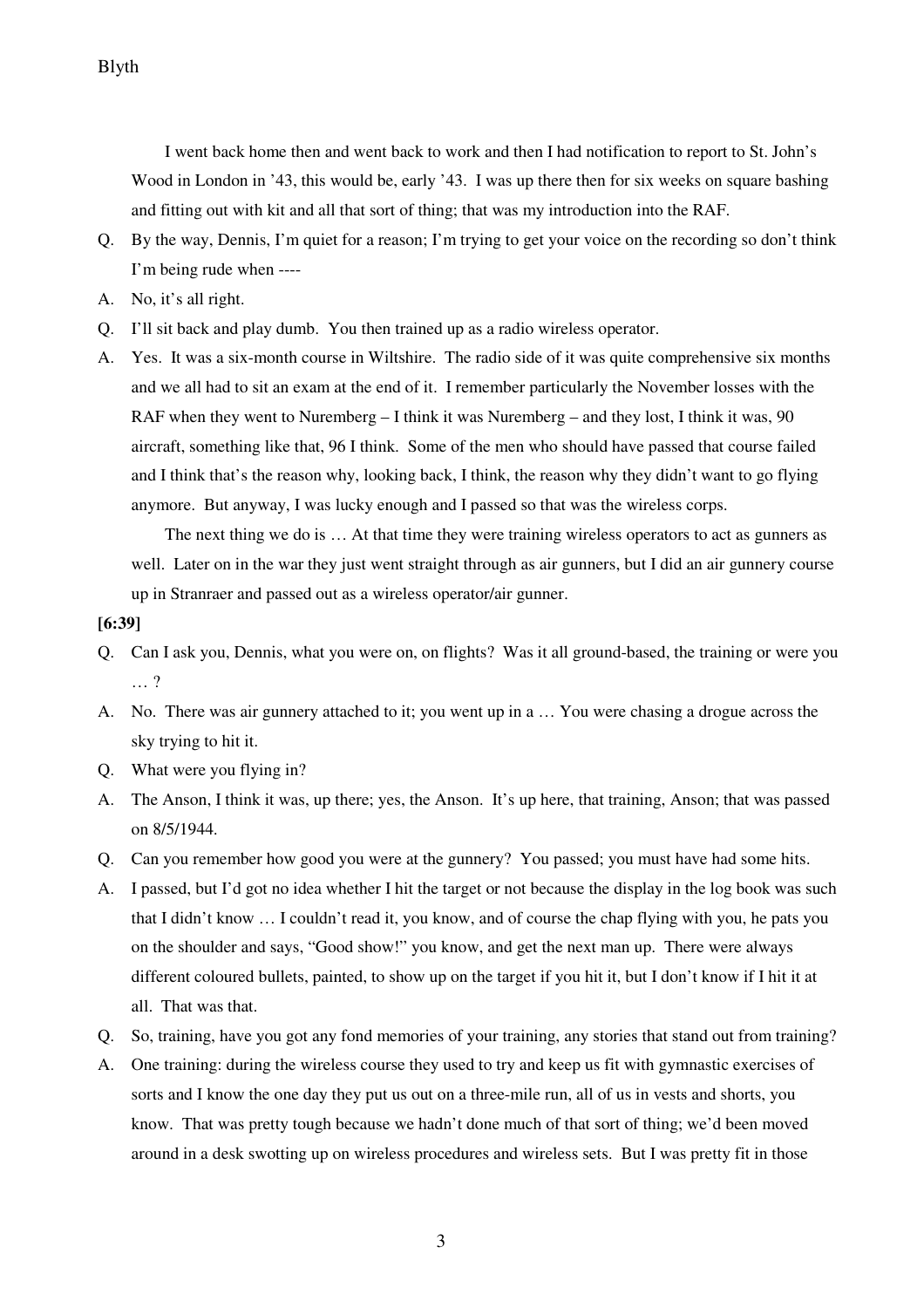I went back home then and went back to work and then I had notification to report to St. John's Wood in London in '43, this would be, early '43. I was up there then for six weeks on square bashing and fitting out with kit and all that sort of thing; that was my introduction into the RAF.

Q. By the way, Dennis, I'm quiet for a reason; I'm trying to get your voice on the recording so don't think I'm being rude when ----

A. No, it's all right.

Q. I'll sit back and play dumb. You then trained up as a radio wireless operator.

A. Yes. It was a six-month course in Wiltshire. The radio side of it was quite comprehensive six months and we all had to sit an exam at the end of it. I remember particularly the November losses with the RAF when they went to Nuremberg – I think it was Nuremberg – and they lost, I think it was, 90 aircraft, something like that, 96 I think. Some of the men who should have passed that course failed and I think that's the reason why, looking back, I think, the reason why they didn't want to go flying anymore. But anyway, I was lucky enough and I passed so that was the wireless corps.

The next thing we do is … At that time they were training wireless operators to act as gunners as well. Later on in the war they just went straight through as air gunners, but I did an air gunnery course up in Stranraer and passed out as a wireless operator/air gunner.

**[6:39]**

Q. Can I ask you, Dennis, what you were on, on flights? Was it all ground-based, the training or were you … ?

A. No. There was air gunnery attached to it; you went up in a … You were chasing a drogue across the sky trying to hit it.

Q. What were you flying in?

A. The Anson, I think it was, up there; yes, the Anson. It's up here, that training, Anson; that was passed on 8/5/1944.

Q. Can you remember how good you were at the gunnery? You passed; you must have had some hits.

A. I passed, but I'd got no idea whether I hit the target or not because the display in the log book was such that I didn't know … I couldn't read it, you know, and of course the chap flying with you, he pats you on the shoulder and says, "Good show!" you know, and get the next man up. There were always different coloured bullets, painted, to show up on the target if you hit it, but I don't know if I hit it at all. That was that.

Q. So, training, have you got any fond memories of your training, any stories that stand out from training?

A. One training: during the wireless course they used to try and keep us fit with gymnastic exercises of sorts and I know the one day they put us out on a three-mile run, all of us in vests and shorts, you know. That was pretty tough because we hadn't done much of that sort of thing; we'd been moved around in a desk swotting up on wireless procedures and wireless sets. But I was pretty fit in those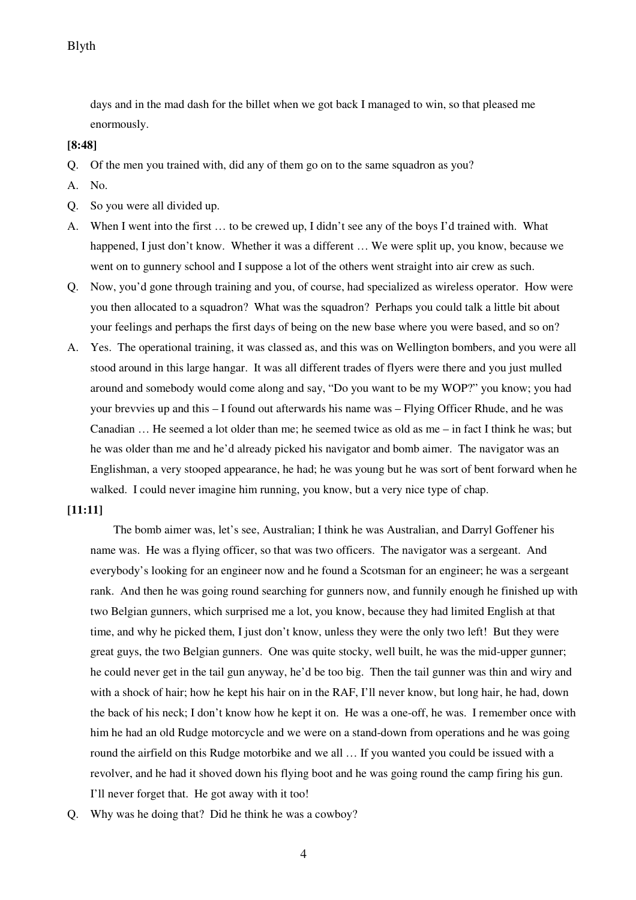days and in the mad dash for the billet when we got back I managed to win, so that pleased me enormously.

**[8:48]**

Q. Of the men you trained with, did any of them go on to the same squadron as you?

A. No.

Q. So you were all divided up.

A. When I went into the first … to be crewed up, I didn't see any of the boys I'd trained with. What happened, I just don't know. Whether it was a different … We were split up, you know, because we went on to gunnery school and I suppose a lot of the others went straight into air crew as such.

Q. Now, you'd gone through training and you, of course, had specialized as wireless operator. How were you then allocated to a squadron? What was the squadron? Perhaps you could talk a little bit about your feelings and perhaps the first days of being on the new base where you were based, and so on?

A. Yes. The operational training, it was classed as, and this was on Wellington bombers, and you were all stood around in this large hangar. It was all different trades of flyers were there and you just mulled around and somebody would come along and say, "Do you want to be my WOP?" you know; you had your brevvies up and this – I found out afterwards his name was – Flying Officer Rhude, and he was Canadian … He seemed a lot older than me; he seemed twice as old as me – in fact I think he was; but he was older than me and he'd already picked his navigator and bomb aimer. The navigator was an Englishman, a very stooped appearance, he had; he was young but he was sort of bent forward when he walked. I could never imagine him running, you know, but a very nice type of chap.

**[11:11]**

The bomb aimer was, let's see, Australian; I think he was Australian, and Darryl Goffener his name was. He was a flying officer, so that was two officers. The navigator was a sergeant. And everybody's looking for an engineer now and he found a Scotsman for an engineer; he was a sergeant rank. And then he was going round searching for gunners now, and funnily enough he finished up with two Belgian gunners, which surprised me a lot, you know, because they had limited English at that time, and why he picked them, I just don't know, unless they were the only two left! But they were great guys, the two Belgian gunners. One was quite stocky, well built, he was the mid-upper gunner; he could never get in the tail gun anyway, he'd be too big. Then the tail gunner was thin and wiry and with a shock of hair; how he kept his hair on in the RAF, I'll never know, but long hair, he had, down the back of his neck; I don't know how he kept it on. He was a one-off, he was. I remember once with him he had an old Rudge motorcycle and we were on a stand-down from operations and he was going round the airfield on this Rudge motorbike and we all … If you wanted you could be issued with a revolver, and he had it shoved down his flying boot and he was going round the camp firing his gun. I'll never forget that. He got away with it too!

Q. Why was he doing that? Did he think he was a cowboy?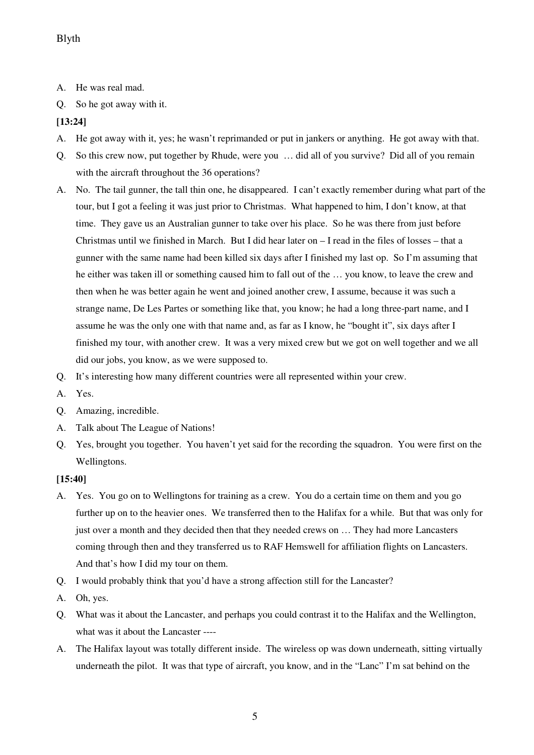A. He was real mad.

Q. So he got away with it.

**[13:24]**

A. He got away with it, yes; he wasn't reprimanded or put in jankers or anything. He got away with that.

Q. So this crew now, put together by Rhude, were you … did all of you survive? Did all of you remain with the aircraft throughout the 36 operations?

A. No. The tail gunner, the tall thin one, he disappeared. I can't exactly remember during what part of the tour, but I got a feeling it was just prior to Christmas. What happened to him, I don't know, at that time. They gave us an Australian gunner to take over his place. So he was there from just before Christmas until we finished in March. But I did hear later on – I read in the files of losses – that a gunner with the same name had been killed six days after I finished my last op. So I'm assuming that he either was taken ill or something caused him to fall out of the … you know, to leave the crew and then when he was better again he went and joined another crew, I assume, because it was such a strange name, De Les Partes or something like that, you know; he had a long three-part name, and I assume he was the only one with that name and, as far as I know, he "bought it", six days after I finished my tour, with another crew. It was a very mixed crew but we got on well together and we all did our jobs, you know, as we were supposed to.

Q. It's interesting how many different countries were all represented within your crew.

A. Yes.

Q. Amazing, incredible.

A. Talk about The League of Nations!

Q. Yes, brought you together. You haven't yet said for the recording the squadron. You were first on the Wellingtons.

**[15:40]**

A. Yes. You go on to Wellingtons for training as a crew. You do a certain time on them and you go further up on to the heavier ones. We transferred then to the Halifax for a while. But that was only for just over a month and they decided then that they needed crews on … They had more Lancasters coming through then and they transferred us to RAF Hemswell for affiliation flights on Lancasters. And that's how I did my tour on them.

Q. I would probably think that you'd have a strong affection still for the Lancaster?

A. Oh, yes.

Q. What was it about the Lancaster, and perhaps you could contrast it to the Halifax and the Wellington, what was it about the Lancaster ----

A. The Halifax layout was totally different inside. The wireless op was down underneath, sitting virtually underneath the pilot. It was that type of aircraft, you know, and in the "Lanc" I'm sat behind on the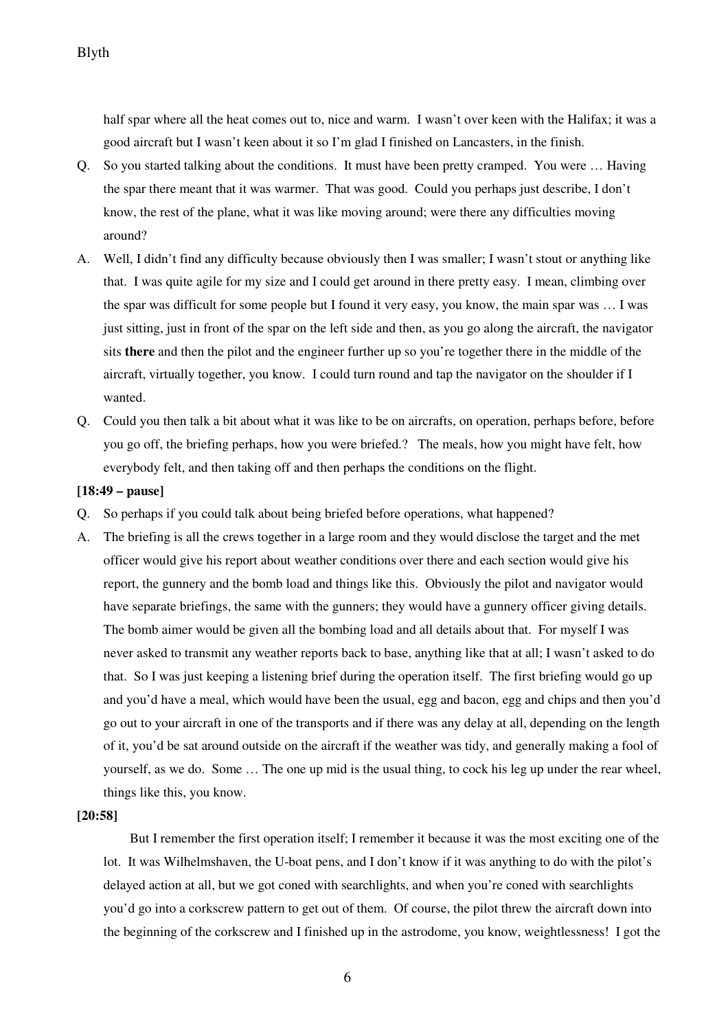half spar where all the heat comes out to, nice and warm. I wasn't over keen with the Halifax; it was a good aircraft but I wasn't keen about it so I'm glad I finished on Lancasters, in the finish.

Q. So you started talking about the conditions. It must have been pretty cramped. You were … Having the spar there meant that it was warmer. That was good. Could you perhaps just describe, I don't know, the rest of the plane, what it was like moving around; were there any difficulties moving around?

A. Well, I didn't find any difficulty because obviously then I was smaller; I wasn't stout or anything like that. I was quite agile for my size and I could get around in there pretty easy. I mean, climbing over the spar was difficult for some people but I found it very easy, you know, the main spar was … I was just sitting, just in front of the spar on the left side and then, as you go along the aircraft, the navigator sits **there** and then the pilot and the engineer further up so you're together there in the middle of the aircraft, virtually together, you know. I could turn round and tap the navigator on the shoulder if I wanted.

Q. Could you then talk a bit about what it was like to be on aircrafts, on operation, perhaps before, before you go off, the briefing perhaps, how you were briefed.? The meals, how you might have felt, how everybody felt, and then taking off and then perhaps the conditions on the flight.

**[18:49 – pause]**

Q. So perhaps if you could talk about being briefed before operations, what happened?

A. The briefing is all the crews together in a large room and they would disclose the target and the met officer would give his report about weather conditions over there and each section would give his report, the gunnery and the bomb load and things like this. Obviously the pilot and navigator would have separate briefings, the same with the gunners; they would have a gunnery officer giving details. The bomb aimer would be given all the bombing load and all details about that. For myself I was never asked to transmit any weather reports back to base, anything like that at all; I wasn't asked to do that. So I was just keeping a listening brief during the operation itself. The first briefing would go up and you'd have a meal, which would have been the usual, egg and bacon, egg and chips and then you'd go out to your aircraft in one of the transports and if there was any delay at all, depending on the length of it, you'd be sat around outside on the aircraft if the weather was tidy, and generally making a fool of yourself, as we do. Some … The one up mid is the usual thing, to cock his leg up under the rear wheel, things like this, you know.

**[20:58]**

But I remember the first operation itself; I remember it because it was the most exciting one of the lot. It was Wilhelmshaven, the U-boat pens, and I don't know if it was anything to do with the pilot's delayed action at all, but we got coned with searchlights, and when you're coned with searchlights you'd go into a corkscrew pattern to get out of them. Of course, the pilot threw the aircraft down into the beginning of the corkscrew and I finished up in the astrodome, you know, weightlessness! I got the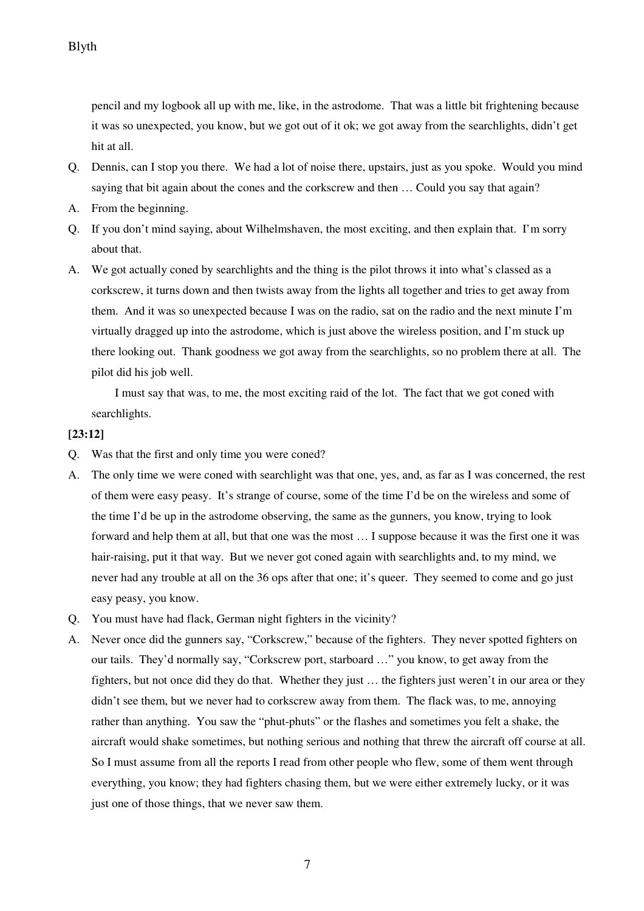pencil and my logbook all up with me, like, in the astrodome. That was a little bit frightening because it was so unexpected, you know, but we got out of it ok; we got away from the searchlights, didn't get hit at all.

Q. Dennis, can I stop you there. We had a lot of noise there, upstairs, just as you spoke. Would you mind saying that bit again about the cones and the corkscrew and then … Could you say that again?

A. From the beginning.

Q. If you don't mind saying, about Wilhelmshaven, the most exciting, and then explain that. I'm sorry about that.

A. We got actually coned by searchlights and the thing is the pilot throws it into what's classed as a corkscrew, it turns down and then twists away from the lights all together and tries to get away from them. And it was so unexpected because I was on the radio, sat on the radio and the next minute I'm virtually dragged up into the astrodome, which is just above the wireless position, and I'm stuck up there looking out. Thank goodness we got away from the searchlights, so no problem there at all. The pilot did his job well.

I must say that was, to me, the most exciting raid of the lot. The fact that we got coned with searchlights.

**[23:12]**

Q. Was that the first and only time you were coned?

A. The only time we were coned with searchlight was that one, yes, and, as far as I was concerned, the rest of them were easy peasy. It's strange of course, some of the time I'd be on the wireless and some of the time I'd be up in the astrodome observing, the same as the gunners, you know, trying to look forward and help them at all, but that one was the most … I suppose because it was the first one it was hair-raising, put it that way. But we never got coned again with searchlights and, to my mind, we never had any trouble at all on the 36 ops after that one; it's queer. They seemed to come and go just easy peasy, you know.

Q. You must have had flack, German night fighters in the vicinity?

A. Never once did the gunners say, "Corkscrew," because of the fighters. They never spotted fighters on our tails. They'd normally say, "Corkscrew port, starboard …" you know, to get away from the fighters, but not once did they do that. Whether they just … the fighters just weren't in our area or they didn't see them, but we never had to corkscrew away from them. The flack was, to me, annoying rather than anything. You saw the "phut-phuts" or the flashes and sometimes you felt a shake, the aircraft would shake sometimes, but nothing serious and nothing that threw the aircraft off course at all. So I must assume from all the reports I read from other people who flew, some of them went through everything, you know; they had fighters chasing them, but we were either extremely lucky, or it was just one of those things, that we never saw them.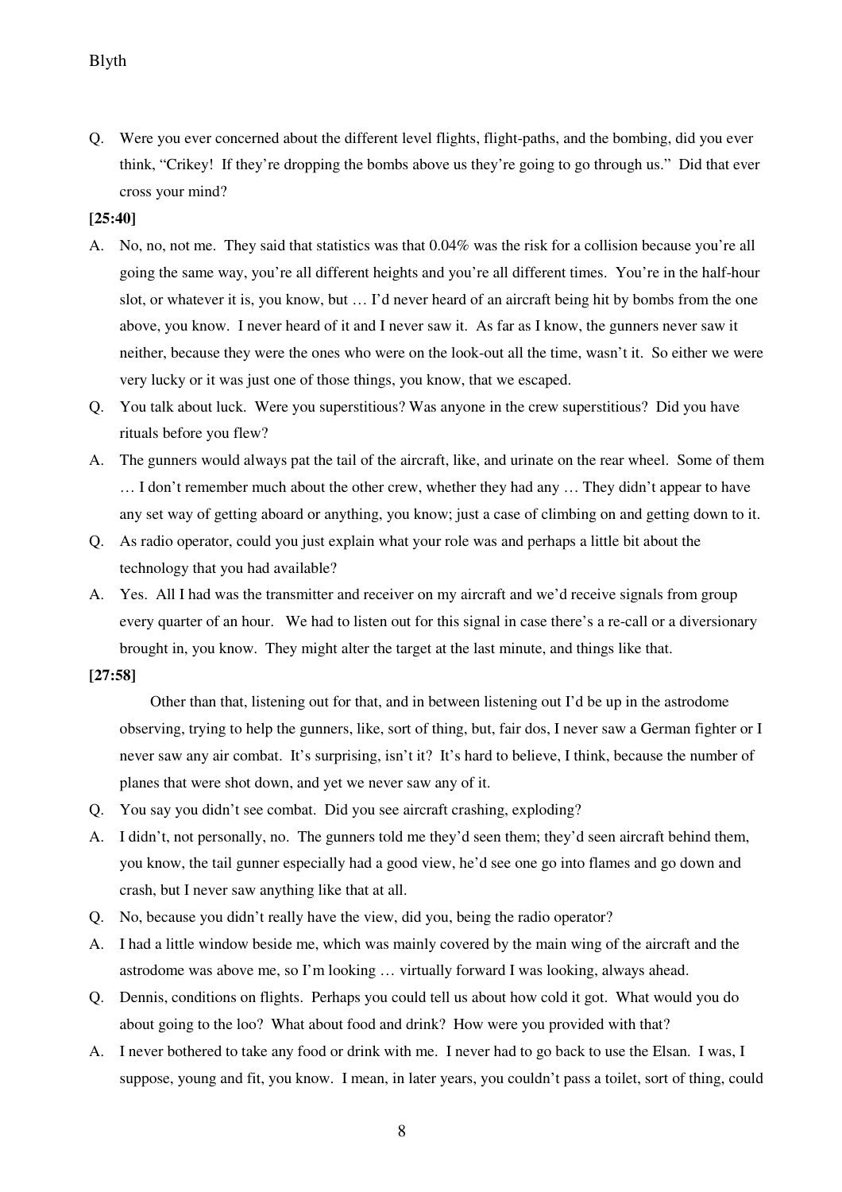Q. Were you ever concerned about the different level flights, flight-paths, and the bombing, did you ever think, "Crikey! If they're dropping the bombs above us they're going to go through us." Did that ever cross your mind?

**[25:40]**

A. No, no, not me. They said that statistics was that 0.04% was the risk for a collision because you're all going the same way, you're all different heights and you're all different times. You're in the half-hour slot, or whatever it is, you know, but … I'd never heard of an aircraft being hit by bombs from the one above, you know. I never heard of it and I never saw it. As far as I know, the gunners never saw it neither, because they were the ones who were on the look-out all the time, wasn't it. So either we were very lucky or it was just one of those things, you know, that we escaped.

Q. You talk about luck. Were you superstitious? Was anyone in the crew superstitious? Did you have rituals before you flew?

A. The gunners would always pat the tail of the aircraft, like, and urinate on the rear wheel. Some of them … I don't remember much about the other crew, whether they had any … They didn't appear to have any set way of getting aboard or anything, you know; just a case of climbing on and getting down to it.

Q. As radio operator, could you just explain what your role was and perhaps a little bit about the technology that you had available?

A. Yes. All I had was the transmitter and receiver on my aircraft and we'd receive signals from group every quarter of an hour. We had to listen out for this signal in case there's a re-call or a diversionary brought in, you know. They might alter the target at the last minute, and things like that.

**[27:58]**

Other than that, listening out for that, and in between listening out I'd be up in the astrodome observing, trying to help the gunners, like, sort of thing, but, fair dos, I never saw a German fighter or I never saw any air combat. It's surprising, isn't it? It's hard to believe, I think, because the number of planes that were shot down, and yet we never saw any of it.

Q. You say you didn't see combat. Did you see aircraft crashing, exploding?

A. I didn't, not personally, no. The gunners told me they'd seen them; they'd seen aircraft behind them, you know, the tail gunner especially had a good view, he'd see one go into flames and go down and crash, but I never saw anything like that at all.

Q. No, because you didn't really have the view, did you, being the radio operator?

A. I had a little window beside me, which was mainly covered by the main wing of the aircraft and the astrodome was above me, so I'm looking … virtually forward I was looking, always ahead.

Q. Dennis, conditions on flights. Perhaps you could tell us about how cold it got. What would you do about going to the loo? What about food and drink? How were you provided with that?

A. I never bothered to take any food or drink with me. I never had to go back to use the Elsan. I was, I suppose, young and fit, you know. I mean, in later years, you couldn't pass a toilet, sort of thing, could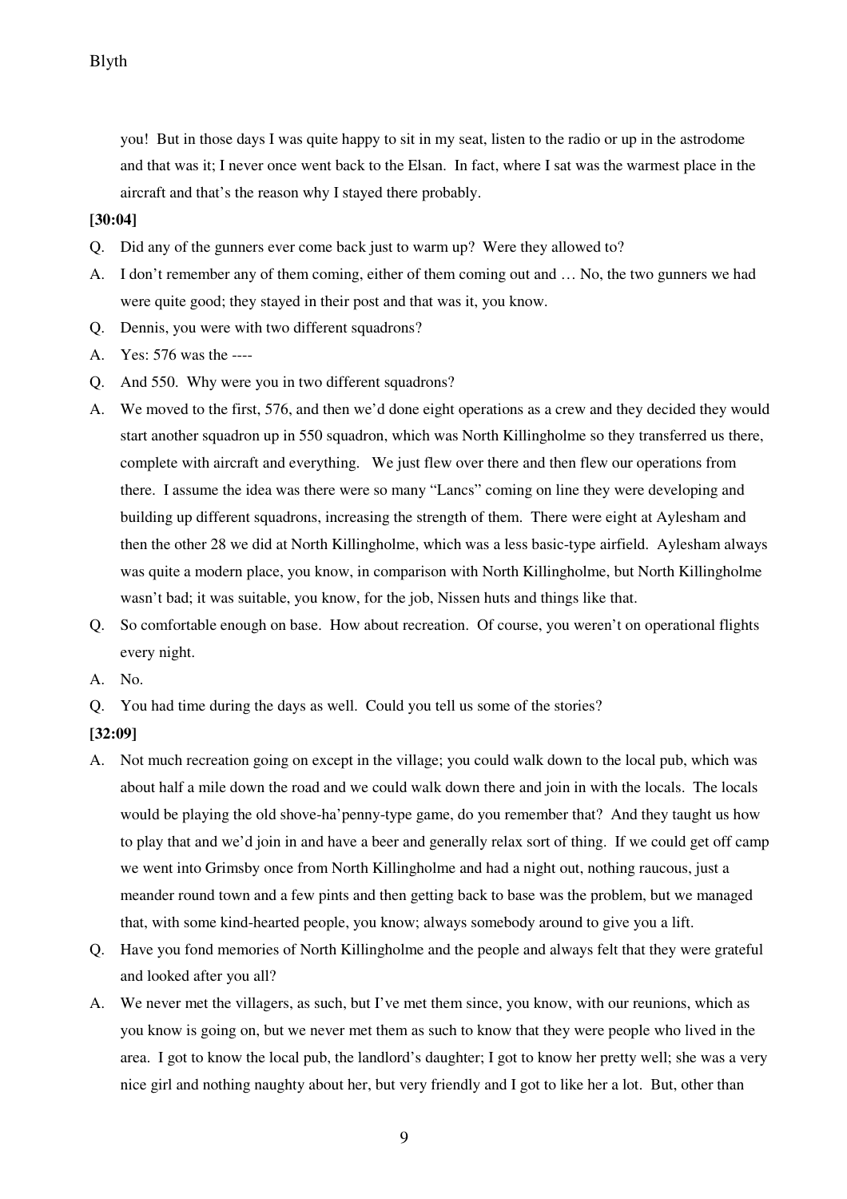you! But in those days I was quite happy to sit in my seat, listen to the radio or up in the astrodome and that was it; I never once went back to the Elsan. In fact, where I sat was the warmest place in the aircraft and that's the reason why I stayed there probably.

**[30:04]**

Q. Did any of the gunners ever come back just to warm up? Were they allowed to?

A. I don't remember any of them coming, either of them coming out and … No, the two gunners we had were quite good; they stayed in their post and that was it, you know.

Q. Dennis, you were with two different squadrons?

A. Yes: 576 was the ----

Q. And 550. Why were you in two different squadrons?

A. We moved to the first, 576, and then we'd done eight operations as a crew and they decided they would start another squadron up in 550 squadron, which was North Killingholme so they transferred us there, complete with aircraft and everything. We just flew over there and then flew our operations from there. I assume the idea was there were so many "Lancs" coming on line they were developing and building up different squadrons, increasing the strength of them. There were eight at Aylesham and then the other 28 we did at North Killingholme, which was a less basic-type airfield. Aylesham always was quite a modern place, you know, in comparison with North Killingholme, but North Killingholme wasn't bad; it was suitable, you know, for the job, Nissen huts and things like that.

Q. So comfortable enough on base. How about recreation. Of course, you weren't on operational flights every night.

A. No.

Q. You had time during the days as well. Could you tell us some of the stories?

**[32:09]**

A. Not much recreation going on except in the village; you could walk down to the local pub, which was about half a mile down the road and we could walk down there and join in with the locals. The locals would be playing the old shove-ha'penny-type game, do you remember that? And they taught us how to play that and we'd join in and have a beer and generally relax sort of thing. If we could get off camp we went into Grimsby once from North Killingholme and had a night out, nothing raucous, just a meander round town and a few pints and then getting back to base was the problem, but we managed that, with some kind-hearted people, you know; always somebody around to give you a lift.

Q. Have you fond memories of North Killingholme and the people and always felt that they were grateful and looked after you all?

A. We never met the villagers, as such, but I've met them since, you know, with our reunions, which as you know is going on, but we never met them as such to know that they were people who lived in the area. I got to know the local pub, the landlord's daughter; I got to know her pretty well; she was a very nice girl and nothing naughty about her, but very friendly and I got to like her a lot. But, other than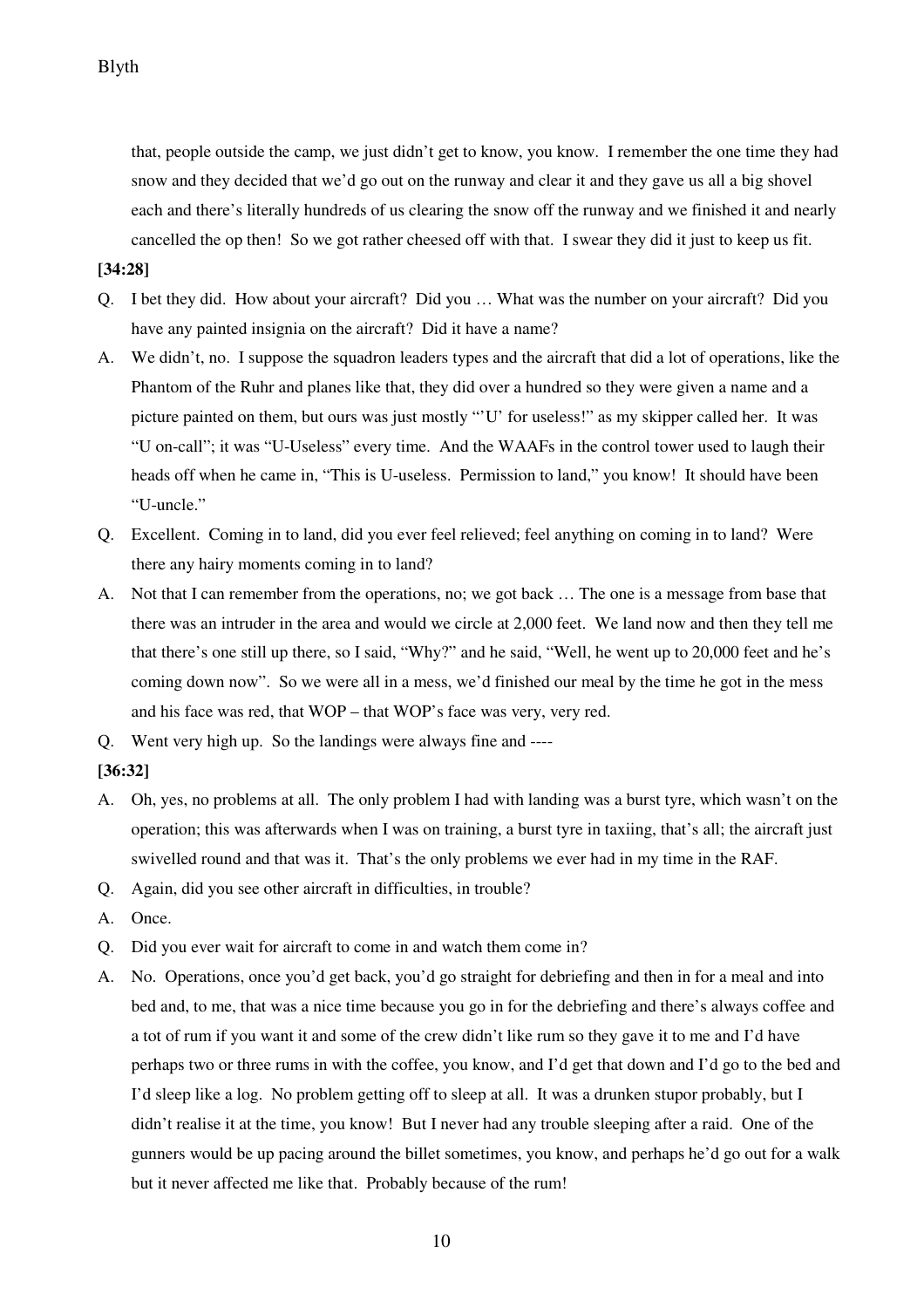that, people outside the camp, we just didn't get to know, you know. I remember the one time they had snow and they decided that we'd go out on the runway and clear it and they gave us all a big shovel each and there's literally hundreds of us clearing the snow off the runway and we finished it and nearly cancelled the op then! So we got rather cheesed off with that. I swear they did it just to keep us fit.

**[34:28]**

Q. I bet they did. How about your aircraft? Did you … What was the number on your aircraft? Did you have any painted insignia on the aircraft? Did it have a name?

A. We didn't, no. I suppose the squadron leaders types and the aircraft that did a lot of operations, like the Phantom of the Ruhr and planes like that, they did over a hundred so they were given a name and a picture painted on them, but ours was just mostly "'U' for useless!" as my skipper called her. It was "U on-call"; it was "U-Useless" every time. And the WAAFs in the control tower used to laugh their heads off when he came in, "This is U-useless. Permission to land," you know! It should have been "U-uncle."

Q. Excellent. Coming in to land, did you ever feel relieved; feel anything on coming in to land? Were there any hairy moments coming in to land?

A. Not that I can remember from the operations, no; we got back … The one is a message from base that there was an intruder in the area and would we circle at 2,000 feet. We land now and then they tell me that there's one still up there, so I said, "Why?" and he said, "Well, he went up to 20,000 feet and he's coming down now". So we were all in a mess, we'd finished our meal by the time he got in the mess and his face was red, that WOP – that WOP's face was very, very red.

Q. Went very high up. So the landings were always fine and ----

**[36:32]**

A. Oh, yes, no problems at all. The only problem I had with landing was a burst tyre, which wasn't on the operation; this was afterwards when I was on training, a burst tyre in taxiing, that's all; the aircraft just swivelled round and that was it. That's the only problems we ever had in my time in the RAF.

Q. Again, did you see other aircraft in difficulties, in trouble?

A. Once.

Q. Did you ever wait for aircraft to come in and watch them come in?

A. No. Operations, once you'd get back, you'd go straight for debriefing and then in for a meal and into bed and, to me, that was a nice time because you go in for the debriefing and there's always coffee and a tot of rum if you want it and some of the crew didn't like rum so they gave it to me and I'd have perhaps two or three rums in with the coffee, you know, and I'd get that down and I'd go to the bed and I'd sleep like a log. No problem getting off to sleep at all. It was a drunken stupor probably, but I didn't realise it at the time, you know! But I never had any trouble sleeping after a raid. One of the gunners would be up pacing around the billet sometimes, you know, and perhaps he'd go out for a walk but it never affected me like that. Probably because of the rum!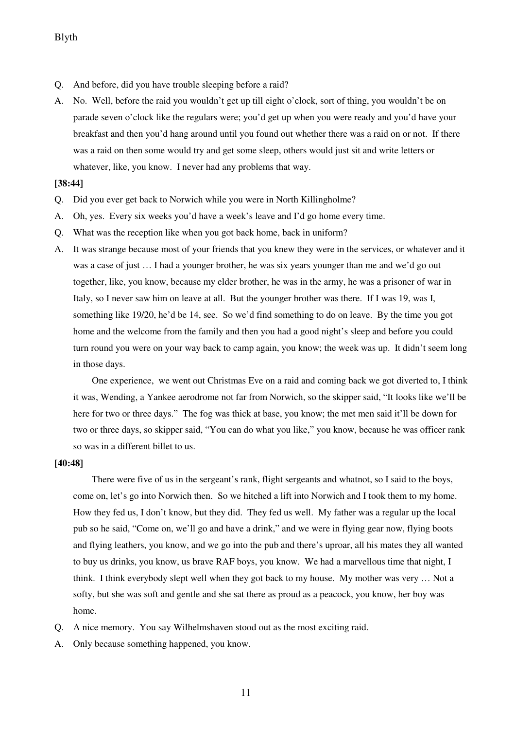Q. And before, did you have trouble sleeping before a raid?

A. No. Well, before the raid you wouldn't get up till eight o'clock, sort of thing, you wouldn't be on parade seven o'clock like the regulars were; you'd get up when you were ready and you'd have your breakfast and then you'd hang around until you found out whether there was a raid on or not. If there was a raid on then some would try and get some sleep, others would just sit and write letters or whatever, like, you know. I never had any problems that way.

**[38:44]**

Q. Did you ever get back to Norwich while you were in North Killingholme?

A. Oh, yes. Every six weeks you'd have a week's leave and I'd go home every time.

Q. What was the reception like when you got back home, back in uniform?

A. It was strange because most of your friends that you knew they were in the services, or whatever and it was a case of just … I had a younger brother, he was six years younger than me and we'd go out together, like, you know, because my elder brother, he was in the army, he was a prisoner of war in Italy, so I never saw him on leave at all. But the younger brother was there. If I was 19, was I, something like 19/20, he'd be 14, see. So we'd find something to do on leave. By the time you got home and the welcome from the family and then you had a good night's sleep and before you could turn round you were on your way back to camp again, you know; the week was up. It didn't seem long in those days.

One experience, we went out Christmas Eve on a raid and coming back we got diverted to, I think it was, Wending, a Yankee aerodrome not far from Norwich, so the skipper said, "It looks like we'll be here for two or three days." The fog was thick at base, you know; the met men said it'll be down for two or three days, so skipper said, "You can do what you like," you know, because he was officer rank so was in a different billet to us.

**[40:48]**

There were five of us in the sergeant's rank, flight sergeants and whatnot, so I said to the boys, come on, let's go into Norwich then. So we hitched a lift into Norwich and I took them to my home. How they fed us, I don't know, but they did. They fed us well. My father was a regular up the local pub so he said, "Come on, we'll go and have a drink," and we were in flying gear now, flying boots and flying leathers, you know, and we go into the pub and there's uproar, all his mates they all wanted to buy us drinks, you know, us brave RAF boys, you know. We had a marvellous time that night, I think. I think everybody slept well when they got back to my house. My mother was very … Not a softy, but she was soft and gentle and she sat there as proud as a peacock, you know, her boy was home.

Q. A nice memory. You say Wilhelmshaven stood out as the most exciting raid.

A. Only because something happened, you know.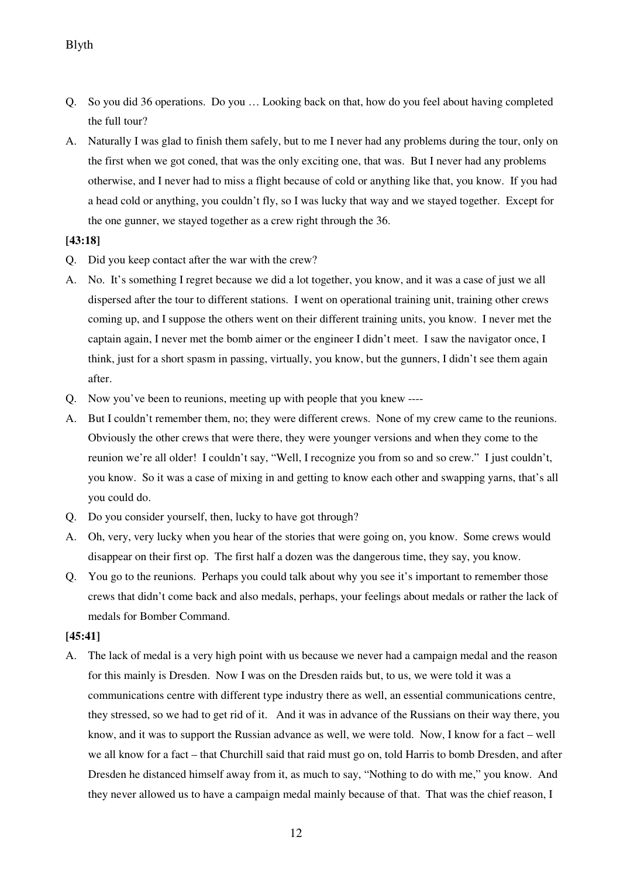Q. So you did 36 operations. Do you … Looking back on that, how do you feel about having completed the full tour?

A. Naturally I was glad to finish them safely, but to me I never had any problems during the tour, only on the first when we got coned, that was the only exciting one, that was. But I never had any problems otherwise, and I never had to miss a flight because of cold or anything like that, you know. If you had a head cold or anything, you couldn't fly, so I was lucky that way and we stayed together. Except for the one gunner, we stayed together as a crew right through the 36.

**[43:18]**

Q. Did you keep contact after the war with the crew?

A. No. It's something I regret because we did a lot together, you know, and it was a case of just we all dispersed after the tour to different stations. I went on operational training unit, training other crews coming up, and I suppose the others went on their different training units, you know. I never met the captain again, I never met the bomb aimer or the engineer I didn't meet. I saw the navigator once, I think, just for a short spasm in passing, virtually, you know, but the gunners, I didn't see them again after.

Q. Now you've been to reunions, meeting up with people that you knew ----

A. But I couldn't remember them, no; they were different crews. None of my crew came to the reunions. Obviously the other crews that were there, they were younger versions and when they come to the reunion we're all older! I couldn't say, "Well, I recognize you from so and so crew." I just couldn't, you know. So it was a case of mixing in and getting to know each other and swapping yarns, that's all you could do.

Q. Do you consider yourself, then, lucky to have got through?

A. Oh, very, very lucky when you hear of the stories that were going on, you know. Some crews would disappear on their first op. The first half a dozen was the dangerous time, they say, you know.

Q. You go to the reunions. Perhaps you could talk about why you see it's important to remember those crews that didn't come back and also medals, perhaps, your feelings about medals or rather the lack of medals for Bomber Command.

**[45:41]**

A. The lack of medal is a very high point with us because we never had a campaign medal and the reason for this mainly is Dresden. Now I was on the Dresden raids but, to us, we were told it was a communications centre with different type industry there as well, an essential communications centre, they stressed, so we had to get rid of it. And it was in advance of the Russians on their way there, you know, and it was to support the Russian advance as well, we were told. Now, I know for a fact – well we all know for a fact – that Churchill said that raid must go on, told Harris to bomb Dresden, and after Dresden he distanced himself away from it, as much to say, "Nothing to do with me," you know. And they never allowed us to have a campaign medal mainly because of that. That was the chief reason, I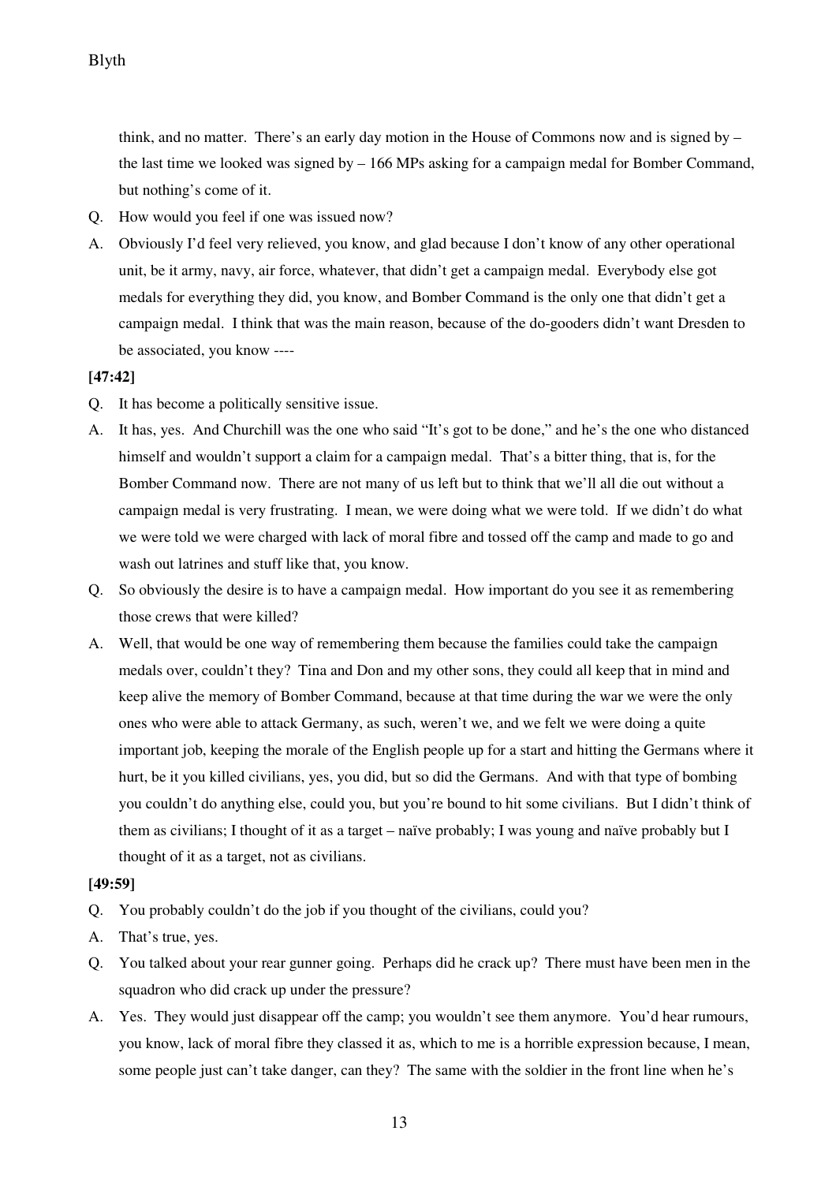think, and no matter. There's an early day motion in the House of Commons now and is signed by – the last time we looked was signed by – 166 MPs asking for a campaign medal for Bomber Command, but nothing's come of it.

Q. How would you feel if one was issued now?

A. Obviously I'd feel very relieved, you know, and glad because I don't know of any other operational unit, be it army, navy, air force, whatever, that didn't get a campaign medal. Everybody else got medals for everything they did, you know, and Bomber Command is the only one that didn't get a campaign medal. I think that was the main reason, because of the do-gooders didn't want Dresden to be associated, you know ----

**[47:42]**

Q. It has become a politically sensitive issue.

A. It has, yes. And Churchill was the one who said "It's got to be done," and he's the one who distanced himself and wouldn't support a claim for a campaign medal. That's a bitter thing, that is, for the Bomber Command now. There are not many of us left but to think that we'll all die out without a campaign medal is very frustrating. I mean, we were doing what we were told. If we didn't do what we were told we were charged with lack of moral fibre and tossed off the camp and made to go and wash out latrines and stuff like that, you know.

Q. So obviously the desire is to have a campaign medal. How important do you see it as remembering those crews that were killed?

A. Well, that would be one way of remembering them because the families could take the campaign medals over, couldn't they? Tina and Don and my other sons, they could all keep that in mind and keep alive the memory of Bomber Command, because at that time during the war we were the only ones who were able to attack Germany, as such, weren't we, and we felt we were doing a quite important job, keeping the morale of the English people up for a start and hitting the Germans where it hurt, be it you killed civilians, yes, you did, but so did the Germans. And with that type of bombing you couldn't do anything else, could you, but you're bound to hit some civilians. But I didn't think of them as civilians; I thought of it as a target – naïve probably; I was young and naïve probably but I thought of it as a target, not as civilians.

**[49:59]**

Q. You probably couldn't do the job if you thought of the civilians, could you?

A. That's true, yes.

Q. You talked about your rear gunner going. Perhaps did he crack up? There must have been men in the squadron who did crack up under the pressure?

A. Yes. They would just disappear off the camp; you wouldn't see them anymore. You'd hear rumours, you know, lack of moral fibre they classed it as, which to me is a horrible expression because, I mean, some people just can't take danger, can they? The same with the soldier in the front line when he's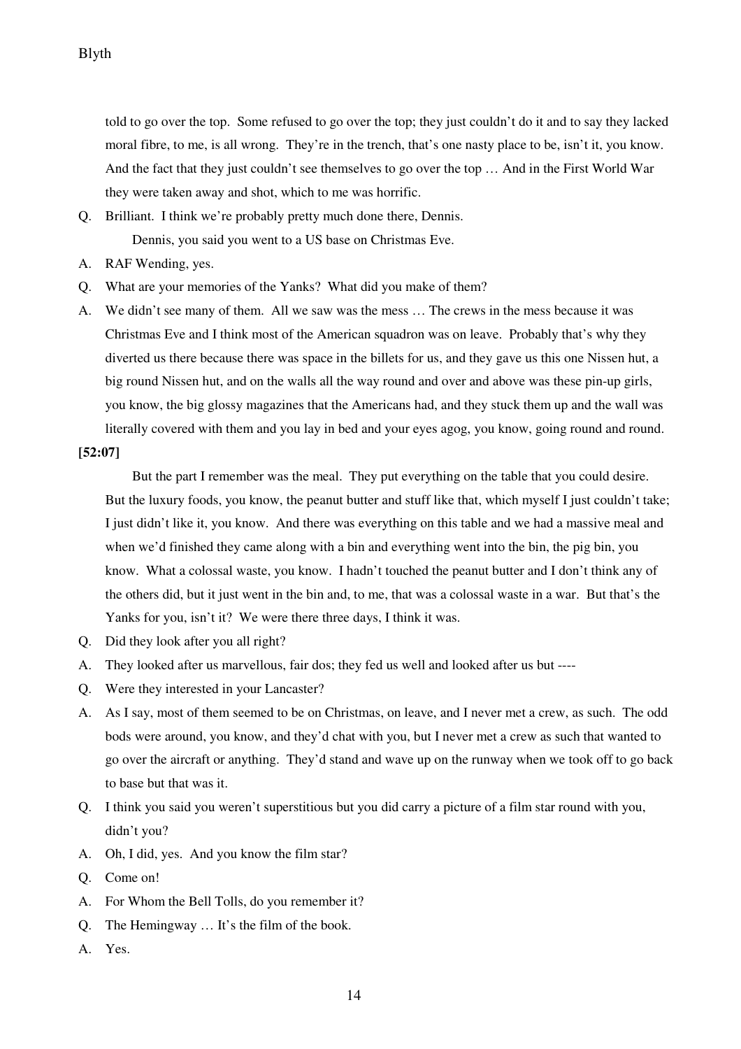told to go over the top. Some refused to go over the top; they just couldn't do it and to say they lacked moral fibre, to me, is all wrong. They're in the trench, that's one nasty place to be, isn't it, you know. And the fact that they just couldn't see themselves to go over the top … And in the First World War they were taken away and shot, which to me was horrific.

Q. Brilliant. I think we're probably pretty much done there, Dennis.

Dennis, you said you went to a US base on Christmas Eve.

A. RAF Wending, yes.

Q. What are your memories of the Yanks? What did you make of them?

A. We didn't see many of them. All we saw was the mess … The crews in the mess because it was Christmas Eve and I think most of the American squadron was on leave. Probably that's why they diverted us there because there was space in the billets for us, and they gave us this one Nissen hut, a big round Nissen hut, and on the walls all the way round and over and above was these pin-up girls, you know, the big glossy magazines that the Americans had, and they stuck them up and the wall was literally covered with them and you lay in bed and your eyes agog, you know, going round and round.

**[52:07]**

But the part I remember was the meal. They put everything on the table that you could desire. But the luxury foods, you know, the peanut butter and stuff like that, which myself I just couldn't take; I just didn't like it, you know. And there was everything on this table and we had a massive meal and when we'd finished they came along with a bin and everything went into the bin, the pig bin, you know. What a colossal waste, you know. I hadn't touched the peanut butter and I don't think any of the others did, but it just went in the bin and, to me, that was a colossal waste in a war. But that's the Yanks for you, isn't it? We were there three days, I think it was.

Q. Did they look after you all right?

A. They looked after us marvellous, fair dos; they fed us well and looked after us but ----

Q. Were they interested in your Lancaster?

A. As I say, most of them seemed to be on Christmas, on leave, and I never met a crew, as such. The odd bods were around, you know, and they'd chat with you, but I never met a crew as such that wanted to go over the aircraft or anything. They'd stand and wave up on the runway when we took off to go back to base but that was it.

Q. I think you said you weren't superstitious but you did carry a picture of a film star round with you, didn't you?

A. Oh, I did, yes. And you know the film star?

Q. Come on!

A. For Whom the Bell Tolls, do you remember it?

Q. The Hemingway … It's the film of the book.

A. Yes.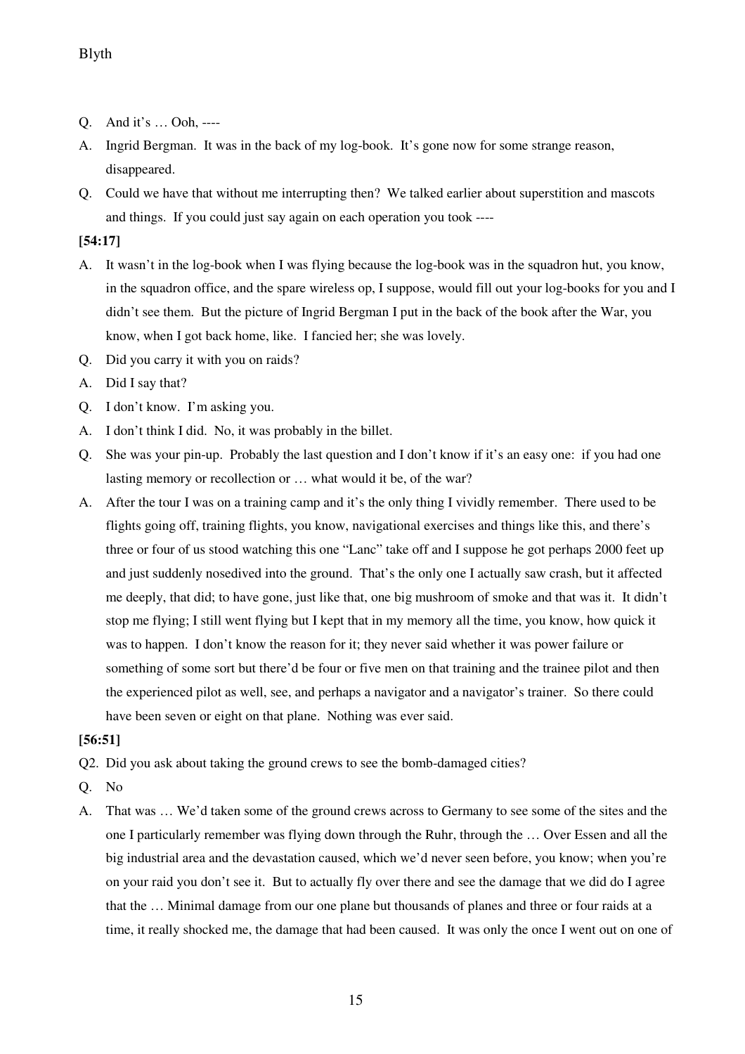Q. And it's … Ooh, ----

A. Ingrid Bergman. It was in the back of my log-book. It's gone now for some strange reason, disappeared.

Q. Could we have that without me interrupting then? We talked earlier about superstition and mascots and things. If you could just say again on each operation you took ----

**[54:17]**

A. It wasn't in the log-book when I was flying because the log-book was in the squadron hut, you know, in the squadron office, and the spare wireless op, I suppose, would fill out your log-books for you and I didn't see them. But the picture of Ingrid Bergman I put in the back of the book after the War, you know, when I got back home, like. I fancied her; she was lovely.

Q. Did you carry it with you on raids?

A. Did I say that?

Q. I don't know. I'm asking you.

A. I don't think I did. No, it was probably in the billet.

Q. She was your pin-up. Probably the last question and I don't know if it's an easy one: if you had one lasting memory or recollection or … what would it be, of the war?

A. After the tour I was on a training camp and it's the only thing I vividly remember. There used to be flights going off, training flights, you know, navigational exercises and things like this, and there's three or four of us stood watching this one "Lanc" take off and I suppose he got perhaps 2000 feet up and just suddenly nosedived into the ground. That's the only one I actually saw crash, but it affected me deeply, that did; to have gone, just like that, one big mushroom of smoke and that was it. It didn't stop me flying; I still went flying but I kept that in my memory all the time, you know, how quick it was to happen. I don't know the reason for it; they never said whether it was power failure or something of some sort but there'd be four or five men on that training and the trainee pilot and then the experienced pilot as well, see, and perhaps a navigator and a navigator's trainer. So there could have been seven or eight on that plane. Nothing was ever said.

**[56:51]**

Q2. Did you ask about taking the ground crews to see the bomb-damaged cities?

Q. No

A. That was … We'd taken some of the ground crews across to Germany to see some of the sites and the one I particularly remember was flying down through the Ruhr, through the … Over Essen and all the big industrial area and the devastation caused, which we'd never seen before, you know; when you're on your raid you don't see it. But to actually fly over there and see the damage that we did do I agree that the … Minimal damage from our one plane but thousands of planes and three or four raids at a time, it really shocked me, the damage that had been caused. It was only the once I went out on one of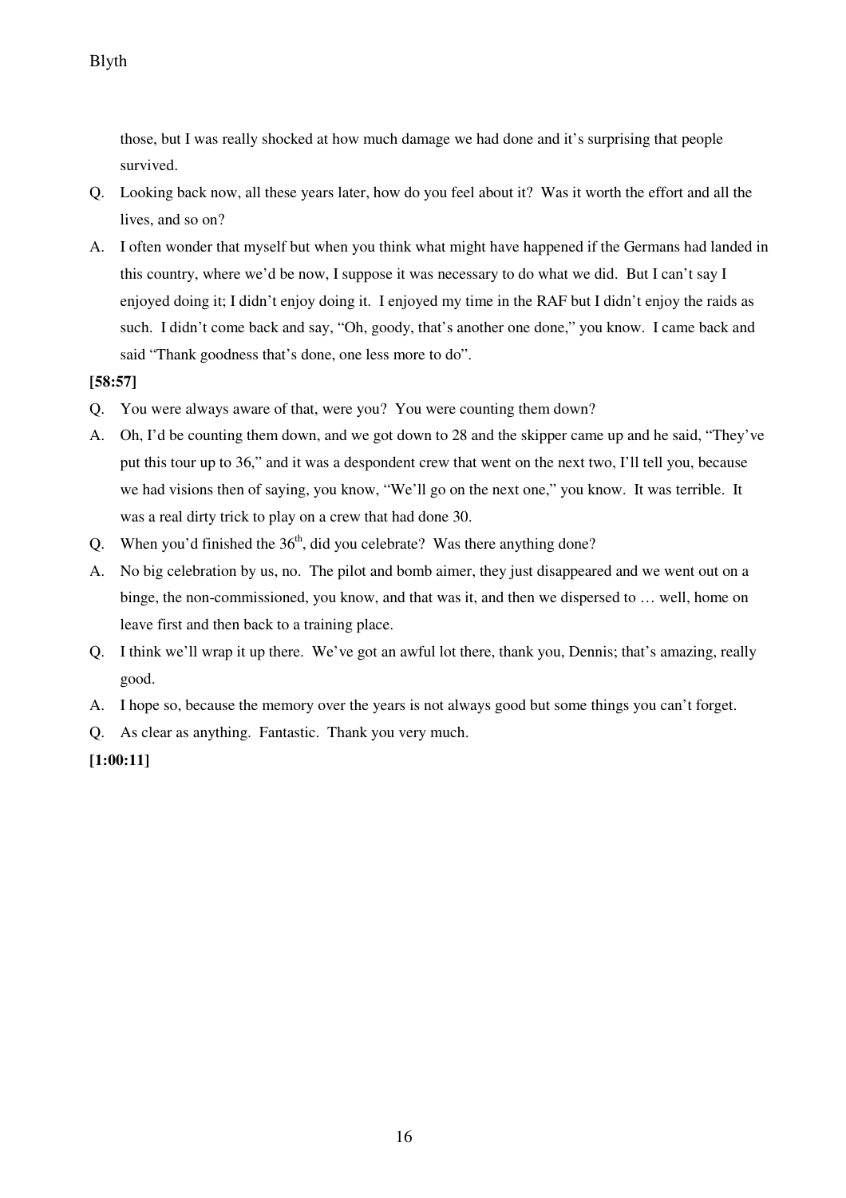those, but I was really shocked at how much damage we had done and it's surprising that people survived.

Q. Looking back now, all these years later, how do you feel about it? Was it worth the effort and all the lives, and so on?

A. I often wonder that myself but when you think what might have happened if the Germans had landed in this country, where we'd be now, I suppose it was necessary to do what we did. But I can't say I enjoyed doing it; I didn't enjoy doing it. I enjoyed my time in the RAF but I didn't enjoy the raids as such. I didn't come back and say, "Oh, goody, that's another one done," you know. I came back and said "Thank goodness that's done, one less more to do".

**[58:57]**

Q. You were always aware of that, were you? You were counting them down?

A. Oh, I'd be counting them down, and we got down to 28 and the skipper came up and he said, "They've put this tour up to 36," and it was a despondent crew that went on the next two, I'll tell you, because we had visions then of saying, you know, "We'll go on the next one," you know. It was terrible. It was a real dirty trick to play on a crew that had done 30.

Q. When you'd finished the 36th, did you celebrate? Was there anything done?

A. No big celebration by us, no. The pilot and bomb aimer, they just disappeared and we went out on a binge, the non-commissioned, you know, and that was it, and then we dispersed to … well, home on leave first and then back to a training place.

Q. I think we'll wrap it up there. We've got an awful lot there, thank you, Dennis; that's amazing, really good.

A. I hope so, because the memory over the years is not always good but some things you can't forget.

Q. As clear as anything. Fantastic. Thank you very much.

**[1:00:11]**